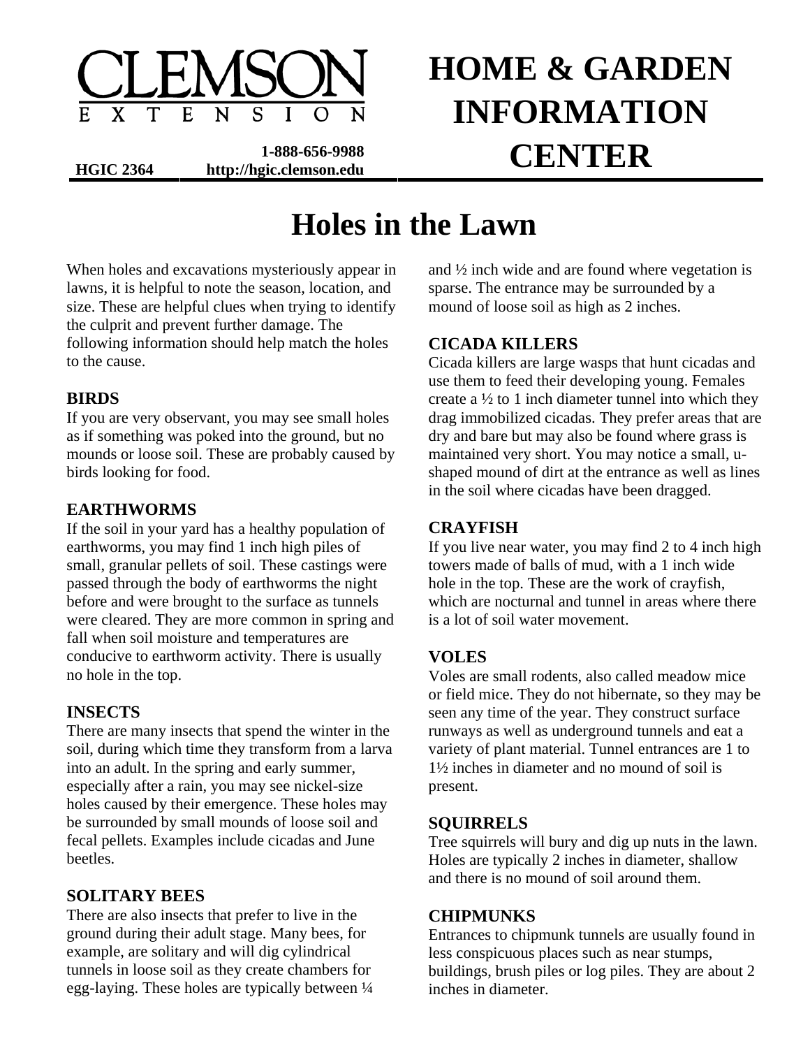# CLEMSON EXTENSION

# HOME & GARDEN INFORMATION CENTER

HGIC 2364 1-888-656-9988 http://hgic.clemson.edu

# Holes in the Lawn

When holes and excavations mysteriously appear in lawns, it is helpful to note the season, location, and size. These are helpful clues when trying to identify the culprit and prevent further damage. The following information should help match the holes to the cause.

## BIRDS

If you are very observant, you may see small holes as if something was poked into the ground, but no mounds or loose soil. These are probably caused by birds looking for food.

## EARTHWORMS

If the soil in your yard has a healthy population of earthworms, you may find 1 inch high piles of small, granular pellets of soil. These castings were passed through the body of earthworms the night before and were brought to the surface as tunnels were cleared. They are more common in spring and fall when soil moisture and temperatures are conducive to earthworm activity. There is usually no hole in the top.

## INSECTS

There are many insects that spend the winter in the soil, during which time they transform from a larva into an adult. In the spring and early summer, especially after a rain, you may see nickel-size holes caused by their emergence. These holes may be surrounded by small mounds of loose soil and fecal pellets. Examples include cicadas and June beetles.

## SOLITARY BEES

There are also insects that prefer to live in the ground during their adult stage. Many bees, for example, are solitary and will dig cylindrical tunnels in loose soil as they create chambers for egg-laying. These holes are typically between ¼ and ½ inch wide and are found where vegetation is sparse. The entrance may be surrounded by a mound of loose soil as high as 2 inches.

## CICADA KILLERS

Cicada killers are large wasps that hunt cicadas and use them to feed their developing young. Females create a ½ to 1 inch diameter tunnel into which they drag immobilized cicadas. They prefer areas that are dry and bare but may also be found where grass is maintained very short. You may notice a small, u-shaped mound of dirt at the entrance as well as lines in the soil where cicadas have been dragged.

## CRAYFISH

If you live near water, you may find 2 to 4 inch high towers made of balls of mud, with a 1 inch wide hole in the top. These are the work of crayfish, which are nocturnal and tunnel in areas where there is a lot of soil water movement.

## VOLES

Voles are small rodents, also called meadow mice or field mice. They do not hibernate, so they may be seen any time of the year. They construct surface runways as well as underground tunnels and eat a variety of plant material. Tunnel entrances are 1 to 1½ inches in diameter and no mound of soil is present.

## SQUIRRELS

Tree squirrels will bury and dig up nuts in the lawn. Holes are typically 2 inches in diameter, shallow and there is no mound of soil around them.

## CHIPMUNKS

Entrances to chipmunk tunnels are usually found in less conspicuous places such as near stumps, buildings, brush piles or log piles. They are about 2 inches in diameter.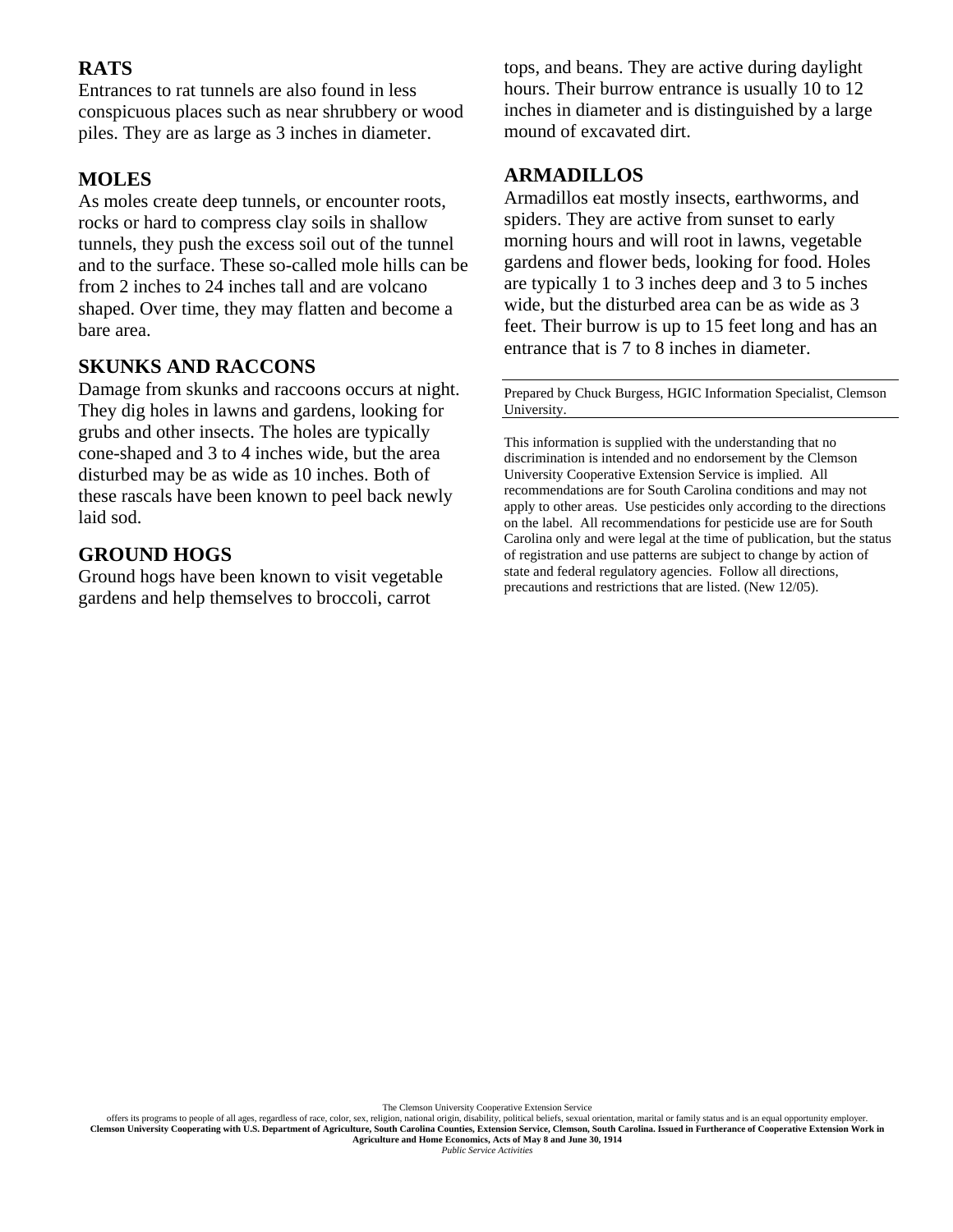## RATS

Entrances to rat tunnels are also found in less conspicuous places such as near shrubbery or wood piles. They are as large as 3 inches in diameter.

## MOLES

As moles create deep tunnels, or encounter roots, rocks or hard to compress clay soils in shallow tunnels, they push the excess soil out of the tunnel and to the surface. These so-called mole hills can be from 2 inches to 24 inches tall and are volcano shaped. Over time, they may flatten and become a bare area.

## SKUNKS AND RACCONS

Damage from skunks and raccoons occurs at night. They dig holes in lawns and gardens, looking for grubs and other insects. The holes are typically cone-shaped and 3 to 4 inches wide, but the area disturbed may be as wide as 10 inches. Both of these rascals have been known to peel back newly laid sod.

## GROUND HOGS

Ground hogs have been known to visit vegetable gardens and help themselves to broccoli, carrot tops, and beans. They are active during daylight hours. Their burrow entrance is usually 10 to 12 inches in diameter and is distinguished by a large mound of excavated dirt.

## ARMADILLOS

Armadillos eat mostly insects, earthworms, and spiders. They are active from sunset to early morning hours and will root in lawns, vegetable gardens and flower beds, looking for food. Holes are typically 1 to 3 inches deep and 3 to 5 inches wide, but the disturbed area can be as wide as 3 feet. Their burrow is up to 15 feet long and has an entrance that is 7 to 8 inches in diameter.

---

Prepared by Chuck Burgess, HGIC Information Specialist, Clemson University.

---

This information is supplied with the understanding that no discrimination is intended and no endorsement by the Clemson University Cooperative Extension Service is implied. All recommendations are for South Carolina conditions and may not apply to other areas. Use pesticides only according to the directions on the label. All recommendations for pesticide use are for South Carolina only and were legal at the time of publication, but the status of registration and use patterns are subject to change by action of state and federal regulatory agencies. Follow all directions, precautions and restrictions that are listed. (New 12/05).

The Clemson University Cooperative Extension Service
offers its programs to people of all ages, regardless of race, color, sex, religion, national origin, disability, political beliefs, sexual orientation, marital or family status and is an equal opportunity employer.
**Clemson University Cooperating with U.S. Department of Agriculture, South Carolina Counties, Extension Service, Clemson, South Carolina. Issued in Furtherance of Cooperative Extension Work in Agriculture and Home Economics, Acts of May 8 and June 30, 1914**
*Public Service Activities*